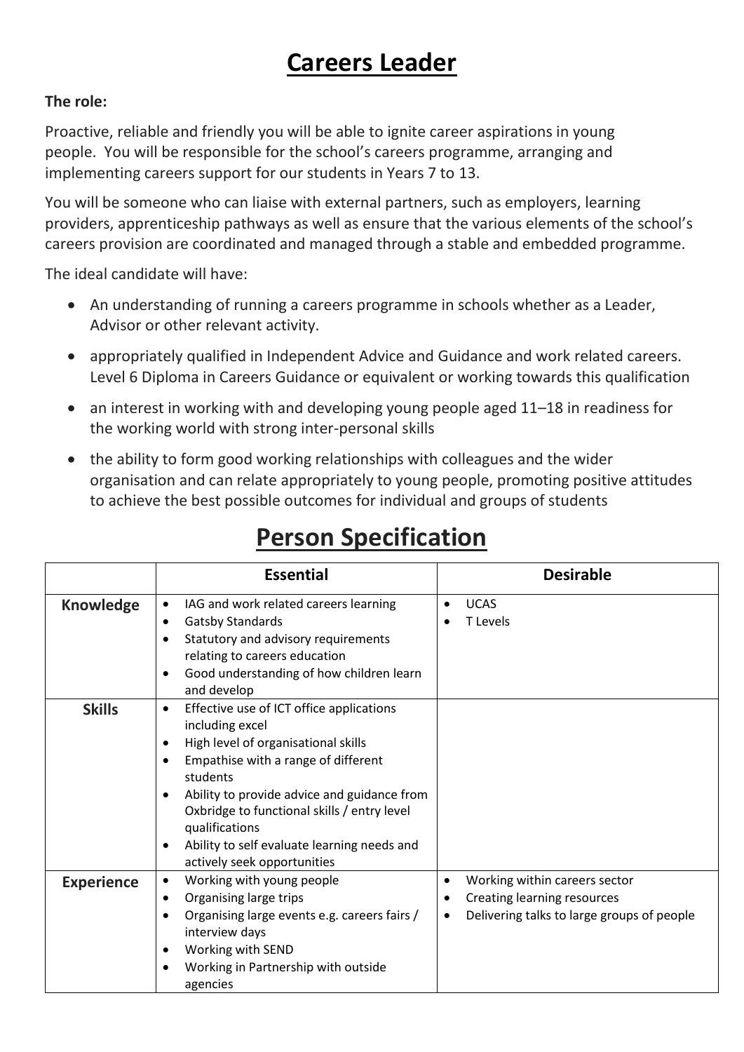# Careers Leader

**The role:**

Proactive, reliable and friendly you will be able to ignite career aspirations in young people. You will be responsible for the school's careers programme, arranging and implementing careers support for our students in Years 7 to 13.

You will be someone who can liaise with external partners, such as employers, learning providers, apprenticeship pathways as well as ensure that the various elements of the school's careers provision are coordinated and managed through a stable and embedded programme.

The ideal candidate will have:

- An understanding of running a careers programme in schools whether as a Leader, Advisor or other relevant activity.
- appropriately qualified in Independent Advice and Guidance and work related careers. Level 6 Diploma in Careers Guidance or equivalent or working towards this qualification
- an interest in working with and developing young people aged 11–18 in readiness for the working world with strong inter-personal skills
- the ability to form good working relationships with colleagues and the wider organisation and can relate appropriately to young people, promoting positive attitudes to achieve the best possible outcomes for individual and groups of students

# Person Specification

| | Essential | Desirable |
|---|---|---|
| **Knowledge** | • IAG and work related careers learning<br>• Gatsby Standards<br>• Statutory and advisory requirements relating to careers education<br>• Good understanding of how children learn and develop | • UCAS<br>• T Levels |
| **Skills** | • Effective use of ICT office applications including excel<br>• High level of organisational skills<br>• Empathise with a range of different students<br>• Ability to provide advice and guidance from Oxbridge to functional skills / entry level qualifications<br>• Ability to self evaluate learning needs and actively seek opportunities | |
| **Experience** | • Working with young people<br>• Organising large trips<br>• Organising large events e.g. careers fairs / interview days<br>• Working with SEND<br>• Working in Partnership with outside agencies | • Working within careers sector<br>• Creating learning resources<br>• Delivering talks to large groups of people |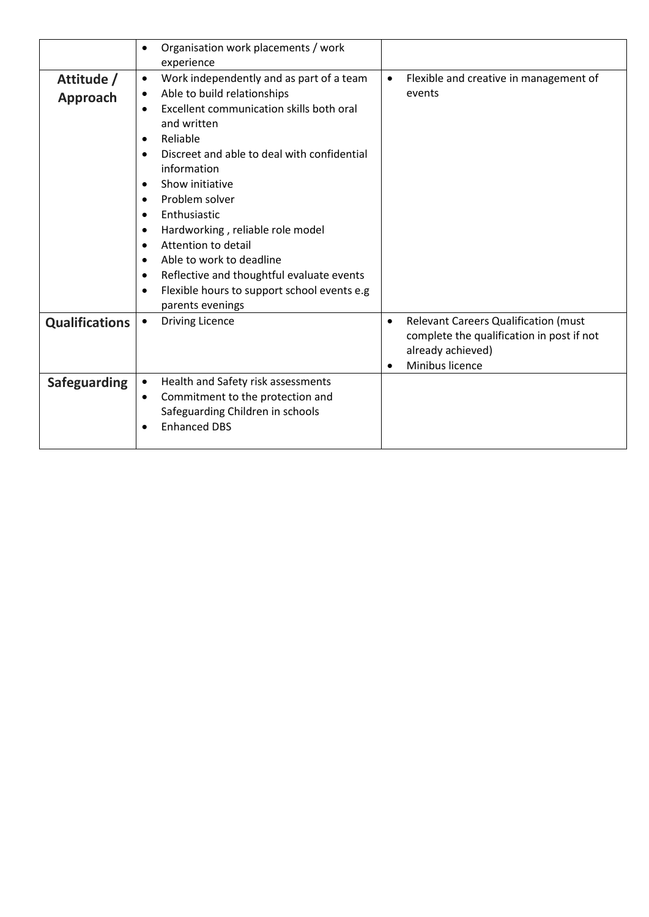| | | |
|---|---|---|
| | • Organisation work placements / work experience | |
| **Attitude / Approach** | • Work independently and as part of a team<br>• Able to build relationships<br>• Excellent communication skills both oral and written<br>• Reliable<br>• Discreet and able to deal with confidential information<br>• Show initiative<br>• Problem solver<br>• Enthusiastic<br>• Hardworking , reliable role model<br>• Attention to detail<br>• Able to work to deadline<br>• Reflective and thoughtful evaluate events<br>• Flexible hours to support school events e.g parents evenings | • Flexible and creative in management of events |
| **Qualifications** | • Driving Licence | • Relevant Careers Qualification (must complete the qualification in post if not already achieved)<br>• Minibus licence |
| **Safeguarding** | • Health and Safety risk assessments<br>• Commitment to the protection and Safeguarding Children in schools<br>• Enhanced DBS | |